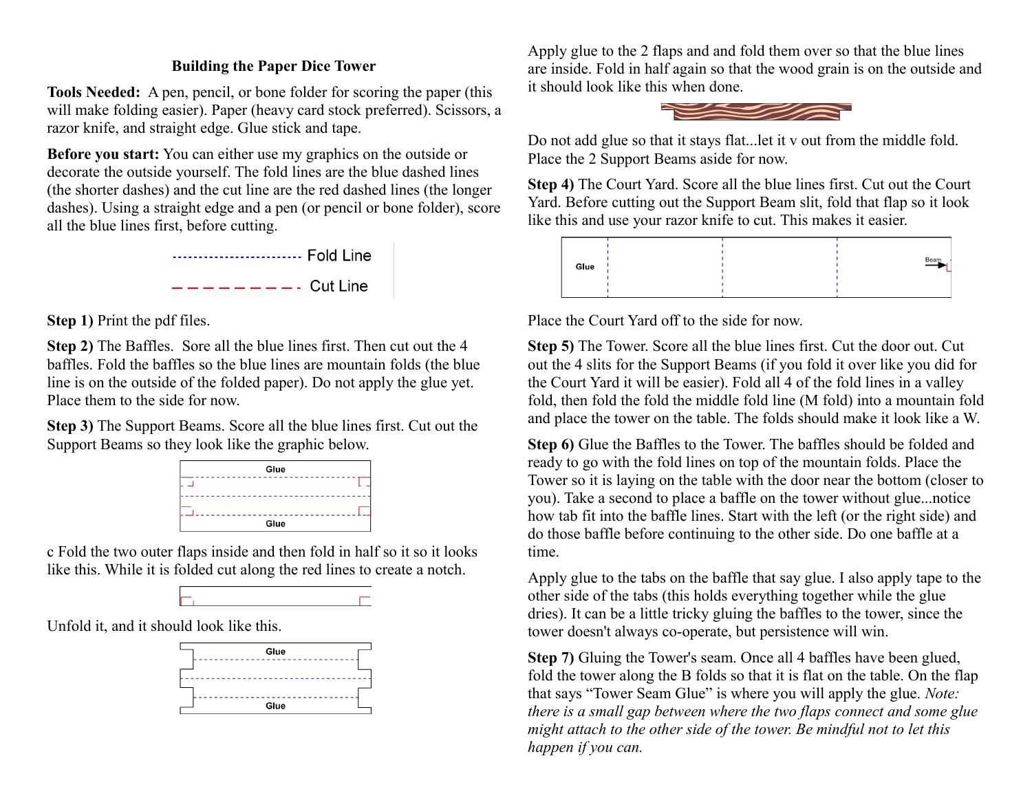# Building the Paper Dice Tower

**Tools Needed:** A pen, pencil, or bone folder for scoring the paper (this will make folding easier). Paper (heavy card stock preferred). Scissors, a razor knife, and straight edge. Glue stick and tape.

**Before you start:** You can either use my graphics on the outside or decorate the outside yourself. The fold lines are the blue dashed lines (the shorter dashes) and the cut line are the red dashed lines (the longer dashes). Using a straight edge and a pen (or pencil or bone folder), score all the blue lines first, before cutting.

Fold Line

Cut Line

**Step 1)** Print the pdf files.

**Step 2)** The Baffles. Sore all the blue lines first. Then cut out the 4 baffles. Fold the baffles so the blue lines are mountain folds (the blue line is on the outside of the folded paper). Do not apply the glue yet. Place them to the side for now.

**Step 3)** The Support Beams. Score all the blue lines first. Cut out the Support Beams so they look like the graphic below.

Glue

Glue

c Fold the two outer flaps inside and then fold in half so it so it looks like this. While it is folded cut along the red lines to create a notch.

Unfold it, and it should look like this.

Glue

Glue

Apply glue to the 2 flaps and and fold them over so that the blue lines are inside. Fold in half again so that the wood grain is on the outside and it should look like this when done.

Do not add glue so that it stays flat...let it v out from the middle fold. Place the 2 Support Beams aside for now.

**Step 4)** The Court Yard. Score all the blue lines first. Cut out the Court Yard. Before cutting out the Support Beam slit, fold that flap so it look like this and use your razor knife to cut. This makes it easier.

Glue

Beam

Place the Court Yard off to the side for now.

**Step 5)** The Tower. Score all the blue lines first. Cut the door out. Cut out the 4 slits for the Support Beams (if you fold it over like you did for the Court Yard it will be easier). Fold all 4 of the fold lines in a valley fold, then fold the fold the middle fold line (M fold) into a mountain fold and place the tower on the table. The folds should make it look like a W.

**Step 6)** Glue the Baffles to the Tower. The baffles should be folded and ready to go with the fold lines on top of the mountain folds. Place the Tower so it is laying on the table with the door near the bottom (closer to you). Take a second to place a baffle on the tower without glue...notice how tab fit into the baffle lines. Start with the left (or the right side) and do those baffle before continuing to the other side. Do one baffle at a time.

Apply glue to the tabs on the baffle that say glue. I also apply tape to the other side of the tabs (this holds everything together while the glue dries). It can be a little tricky gluing the baffles to the tower, since the tower doesn't always co-operate, but persistence will win.

**Step 7)** Gluing the Tower's seam. Once all 4 baffles have been glued, fold the tower along the B folds so that it is flat on the table. On the flap that says "Tower Seam Glue" is where you will apply the glue. *Note: there is a small gap between where the two flaps connect and some glue might attach to the other side of the tower. Be mindful not to let this happen if you can.*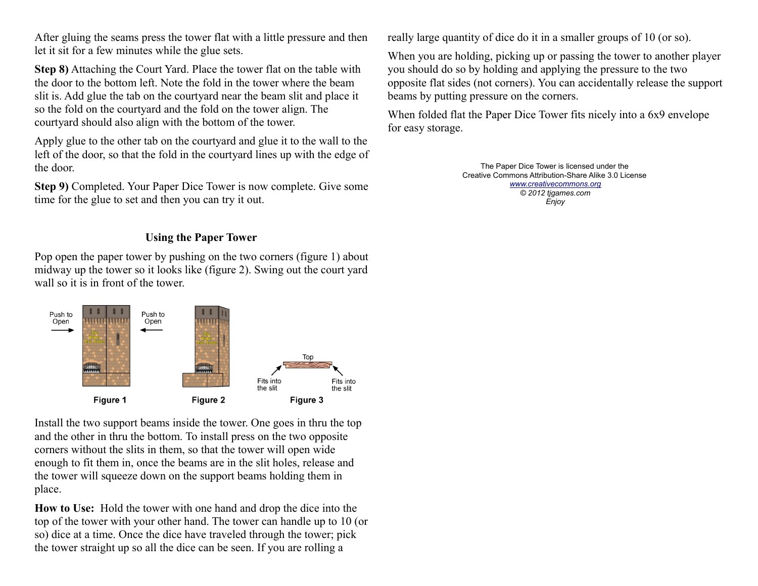After gluing the seams press the tower flat with a little pressure and then let it sit for a few minutes while the glue sets.

**Step 8)** Attaching the Court Yard. Place the tower flat on the table with the door to the bottom left. Note the fold in the tower where the beam slit is. Add glue the tab on the courtyard near the beam slit and place it so the fold on the courtyard and the fold on the tower align. The courtyard should also align with the bottom of the tower.

Apply glue to the other tab on the courtyard and glue it to the wall to the left of the door, so that the fold in the courtyard lines up with the edge of the door.

**Step 9)** Completed. Your Paper Dice Tower is now complete. Give some time for the glue to set and then you can try it out.

## Using the Paper Tower

Pop open the paper tower by pushing on the two corners (figure 1) about midway up the tower so it looks like (figure 2). Swing out the court yard wall so it is in front of the tower.

Push to Open → ← Push to Open

Figure 1

Figure 2

Top — Fits into the slit — Fits into the slit

Figure 3

Install the two support beams inside the tower. One goes in thru the top and the other in thru the bottom. To install press on the two opposite corners without the slits in them, so that the tower will open wide enough to fit them in, once the beams are in the slit holes, release and the tower will squeeze down on the support beams holding them in place.

**How to Use:** Hold the tower with one hand and drop the dice into the top of the tower with your other hand. The tower can handle up to 10 (or so) dice at a time. Once the dice have traveled through the tower; pick the tower straight up so all the dice can be seen. If you are rolling a really large quantity of dice do it in a smaller groups of 10 (or so).

When you are holding, picking up or passing the tower to another player you should do so by holding and applying the pressure to the two opposite flat sides (not corners). You can accidentally release the support beams by putting pressure on the corners.

When folded flat the Paper Dice Tower fits nicely into a 6x9 envelope for easy storage.

The Paper Dice Tower is licensed under the
Creative Commons Attribution-Share Alike 3.0 License
[www.creativecommons.org](http://www.creativecommons.org)
*© 2012 tjgames.com*
*Enjoy*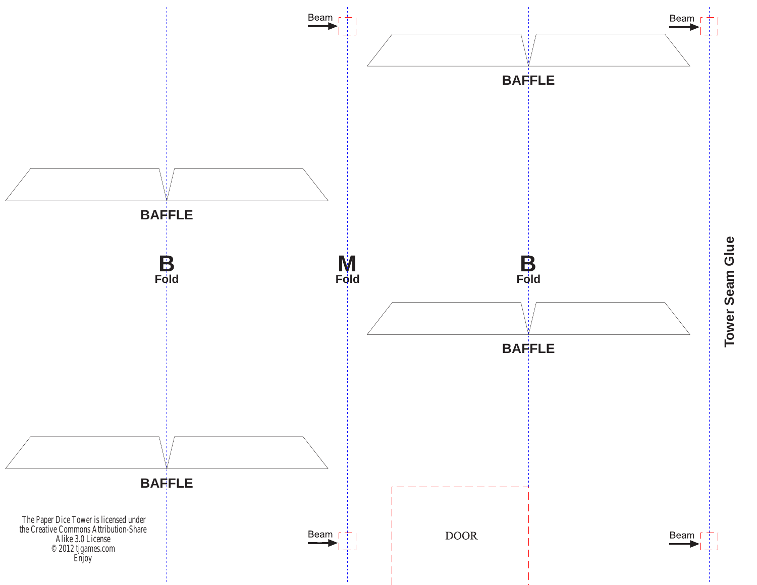Beam

Beam

BAFFLE

BAFFLE

**B**
**Fold**

**M**
**Fold**

**B**
**Fold**

**Tower Seam Glue**

BAFFLE

BAFFLE

DOOR

The Paper Dice Tower is licensed under
the Creative Commons Attribution-Share
Alike 3.0 License
© 2012 tjgames.com
Enjoy

Beam

Beam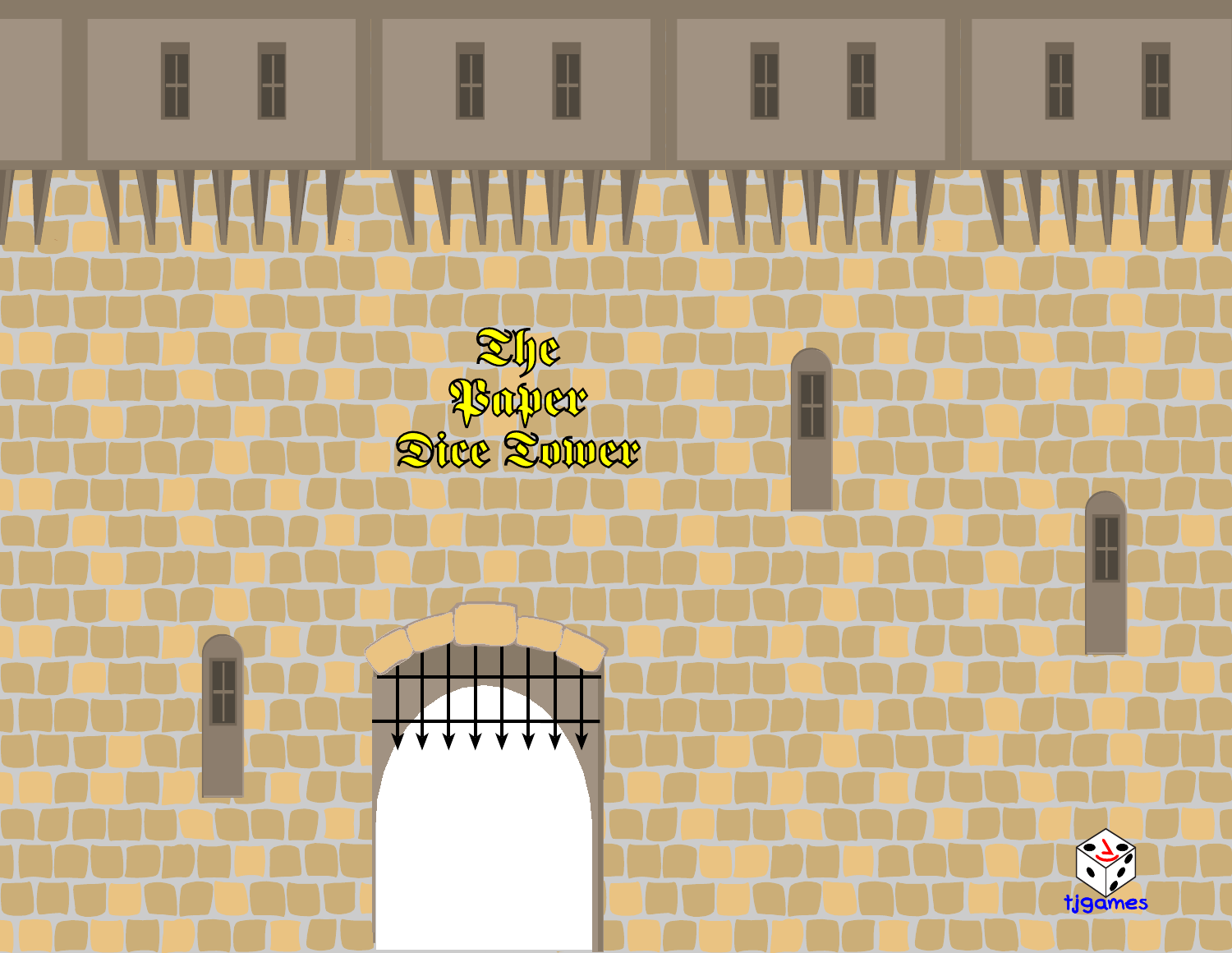# The Paper Dice Tower

tjgames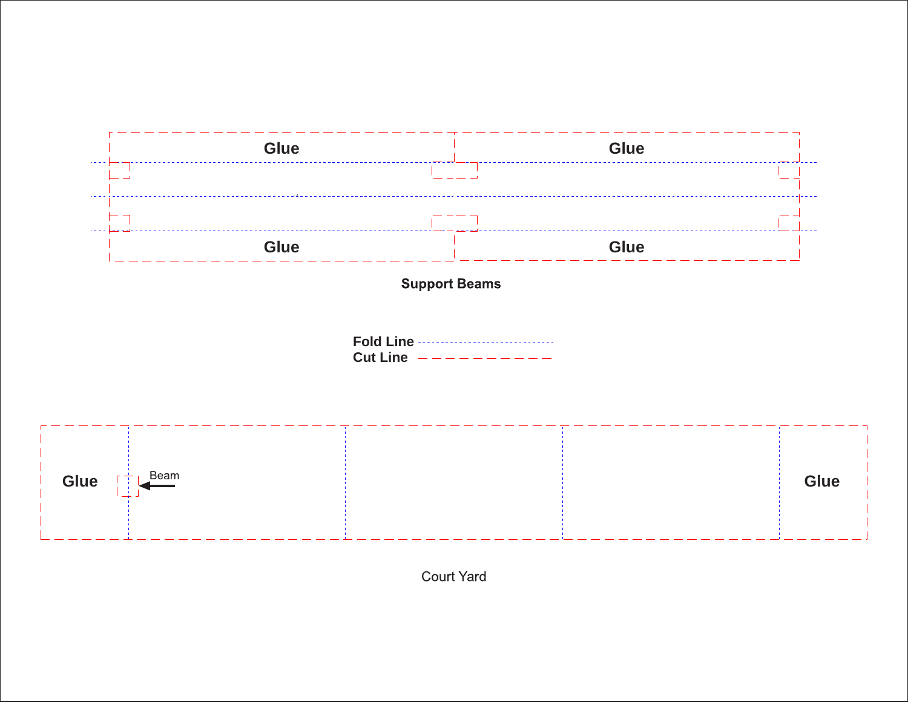Glue

Glue

Glue

Glue

**Support Beams**

**Fold Line**

**Cut Line**

**Glue**

Beam

**Glue**

Court Yard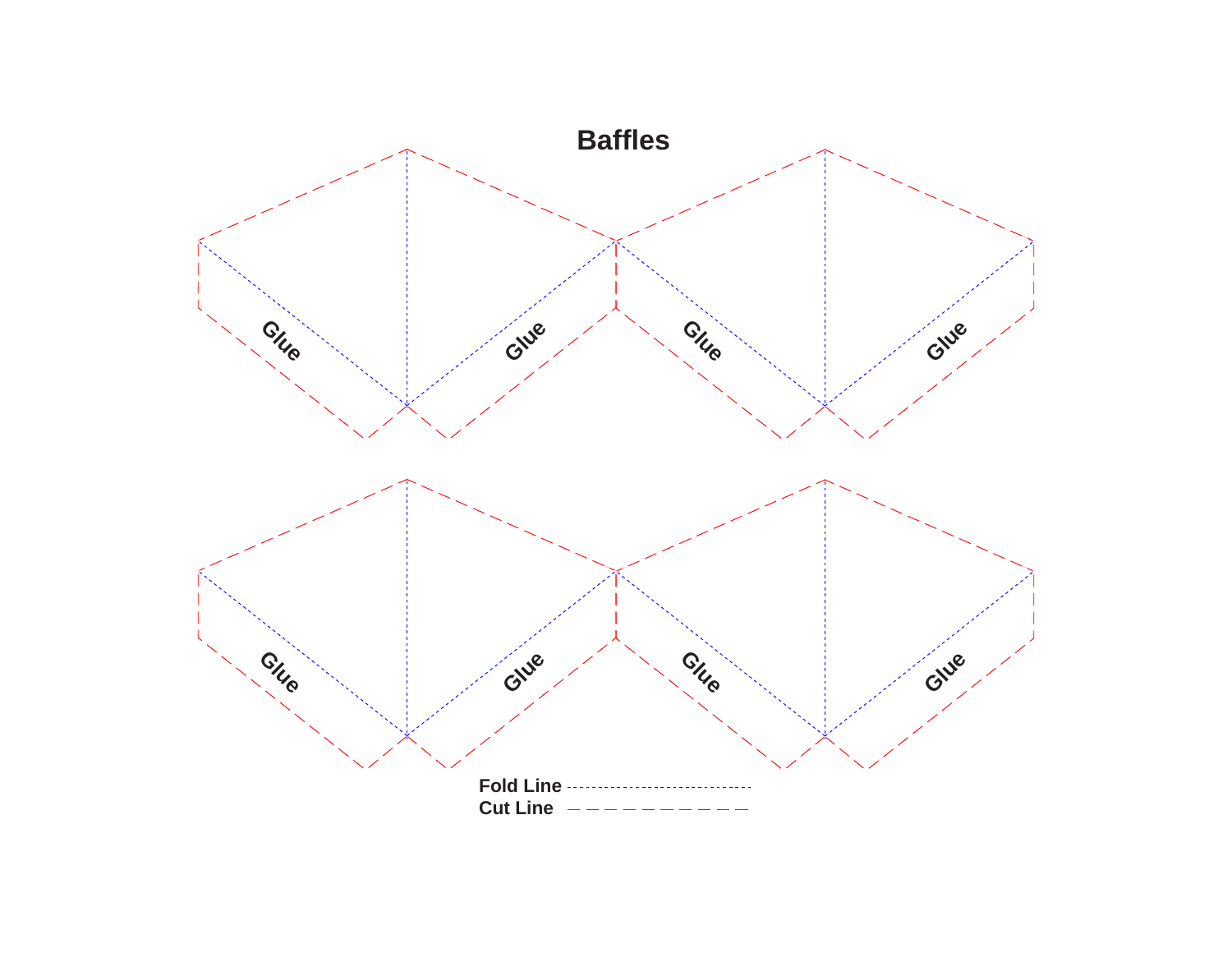# Baffles

Glue

Glue

Glue

Glue

Glue

Glue

Glue

Glue

Fold Line

Cut Line